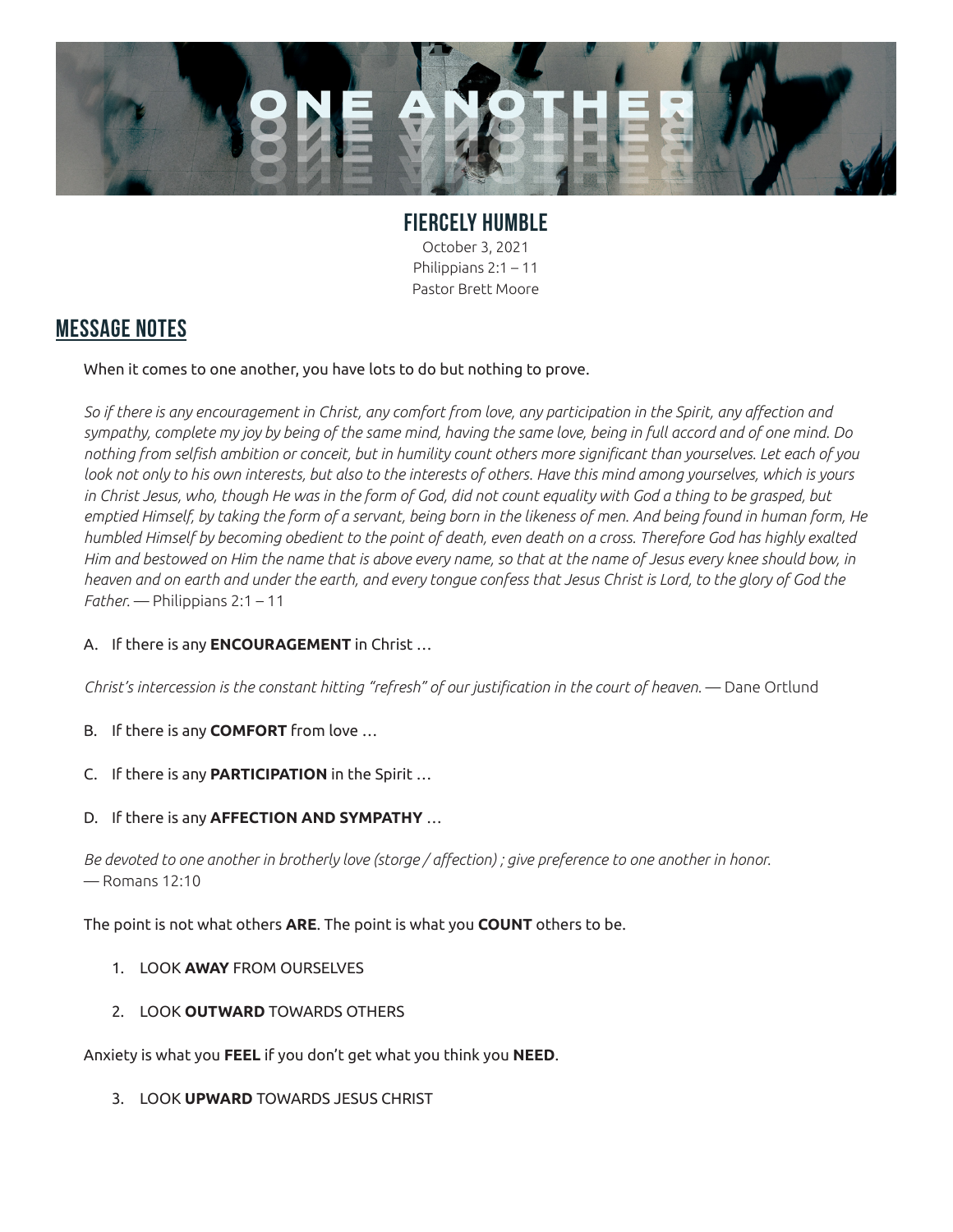# ONE ANOTHER

## FIERCELY HUMBLE

October 3, 2021
Philippians 2:1 – 11
Pastor Brett Moore

## MESSAGE NOTES

When it comes to one another, you have lots to do but nothing to prove.

*So if there is any encouragement in Christ, any comfort from love, any participation in the Spirit, any affection and sympathy, complete my joy by being of the same mind, having the same love, being in full accord and of one mind. Do nothing from selfish ambition or conceit, but in humility count others more significant than yourselves. Let each of you look not only to his own interests, but also to the interests of others. Have this mind among yourselves, which is yours in Christ Jesus, who, though He was in the form of God, did not count equality with God a thing to be grasped, but emptied Himself, by taking the form of a servant, being born in the likeness of men. And being found in human form, He humbled Himself by becoming obedient to the point of death, even death on a cross. Therefore God has highly exalted Him and bestowed on Him the name that is above every name, so that at the name of Jesus every knee should bow, in heaven and on earth and under the earth, and every tongue confess that Jesus Christ is Lord, to the glory of God the Father.* — Philippians 2:1 – 11

A. If there is any **ENCOURAGEMENT** in Christ …

*Christ's intercession is the constant hitting "refresh" of our justification in the court of heaven.* — Dane Ortlund

B. If there is any **COMFORT** from love …

C. If there is any **PARTICIPATION** in the Spirit …

D. If there is any **AFFECTION AND SYMPATHY** …

*Be devoted to one another in brotherly love (storge / affection) ; give preference to one another in honor.*
— Romans 12:10

The point is not what others **ARE**. The point is what you **COUNT** others to be.

1. LOOK **AWAY** FROM OURSELVES

2. LOOK **OUTWARD** TOWARDS OTHERS

Anxiety is what you **FEEL** if you don't get what you think you **NEED**.

3. LOOK **UPWARD** TOWARDS JESUS CHRIST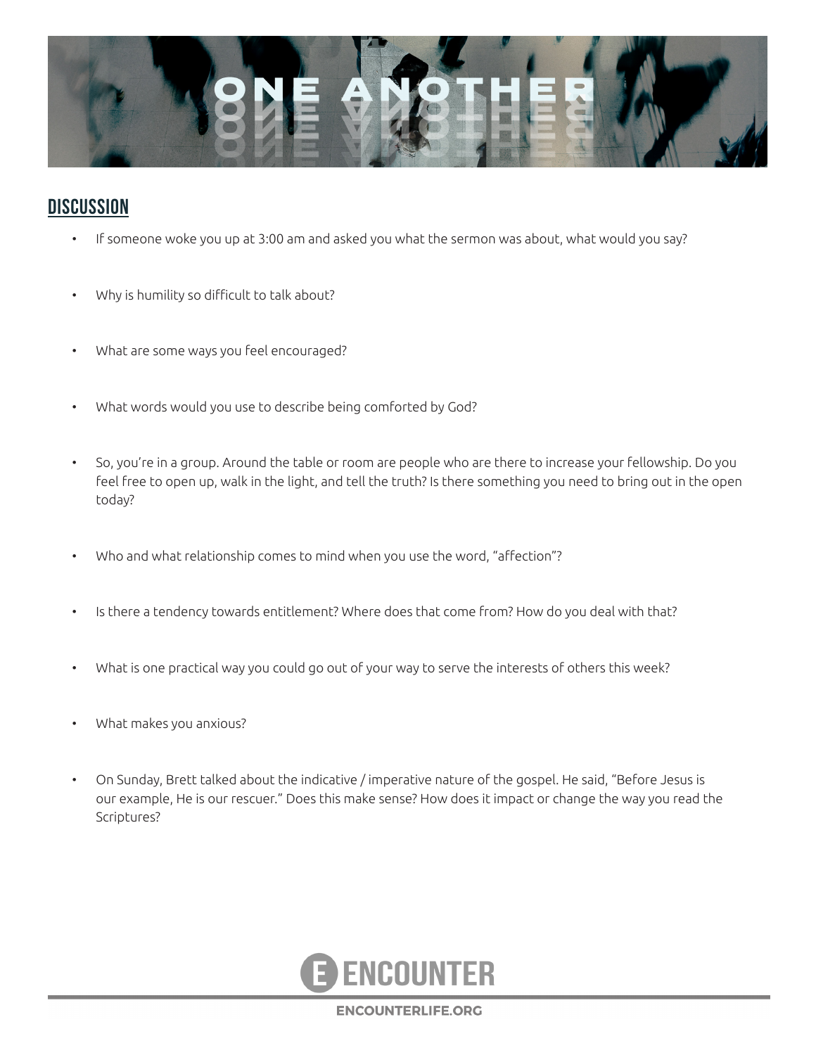# ONE ANOTHER

## DISCUSSION

- If someone woke you up at 3:00 am and asked you what the sermon was about, what would you say?
- Why is humility so difficult to talk about?
- What are some ways you feel encouraged?
- What words would you use to describe being comforted by God?
- So, you're in a group. Around the table or room are people who are there to increase your fellowship. Do you feel free to open up, walk in the light, and tell the truth? Is there something you need to bring out in the open today?
- Who and what relationship comes to mind when you use the word, "affection"?
- Is there a tendency towards entitlement? Where does that come from? How do you deal with that?
- What is one practical way you could go out of your way to serve the interests of others this week?
- What makes you anxious?
- On Sunday, Brett talked about the indicative / imperative nature of the gospel. He said, "Before Jesus is our example, He is our rescuer." Does this make sense? How does it impact or change the way you read the Scriptures?

ENCOUNTER

ENCOUNTERLIFE.ORG